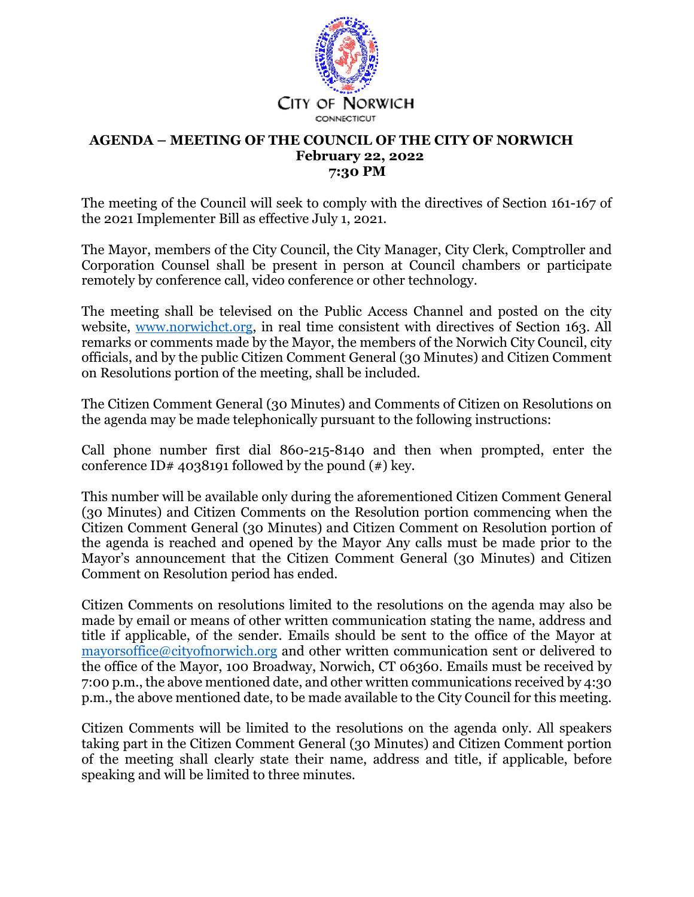CITY OF NORWICH

CONNECTICUT

# AGENDA – MEETING OF THE COUNCIL OF THE CITY OF NORWICH
## February 22, 2022
## 7:30 PM

The meeting of the Council will seek to comply with the directives of Section 161-167 of the 2021 Implementer Bill as effective July 1, 2021.

The Mayor, members of the City Council, the City Manager, City Clerk, Comptroller and Corporation Counsel shall be present in person at Council chambers or participate remotely by conference call, video conference or other technology.

The meeting shall be televised on the Public Access Channel and posted on the city website, [www.norwichct.org](http://www.norwichct.org), in real time consistent with directives of Section 163. All remarks or comments made by the Mayor, the members of the Norwich City Council, city officials, and by the public Citizen Comment General (30 Minutes) and Citizen Comment on Resolutions portion of the meeting, shall be included.

The Citizen Comment General (30 Minutes) and Comments of Citizen on Resolutions on the agenda may be made telephonically pursuant to the following instructions:

Call phone number first dial 860-215-8140 and then when prompted, enter the conference ID# 4038191 followed by the pound (#) key.

This number will be available only during the aforementioned Citizen Comment General (30 Minutes) and Citizen Comments on the Resolution portion commencing when the Citizen Comment General (30 Minutes) and Citizen Comment on Resolution portion of the agenda is reached and opened by the Mayor Any calls must be made prior to the Mayor's announcement that the Citizen Comment General (30 Minutes) and Citizen Comment on Resolution period has ended.

Citizen Comments on resolutions limited to the resolutions on the agenda may also be made by email or means of other written communication stating the name, address and title if applicable, of the sender. Emails should be sent to the office of the Mayor at [mayorsoffice@cityofnorwich.org](mailto:mayorsoffice@cityofnorwich.org) and other written communication sent or delivered to the office of the Mayor, 100 Broadway, Norwich, CT 06360. Emails must be received by 7:00 p.m., the above mentioned date, and other written communications received by 4:30 p.m., the above mentioned date, to be made available to the City Council for this meeting.

Citizen Comments will be limited to the resolutions on the agenda only. All speakers taking part in the Citizen Comment General (30 Minutes) and Citizen Comment portion of the meeting shall clearly state their name, address and title, if applicable, before speaking and will be limited to three minutes.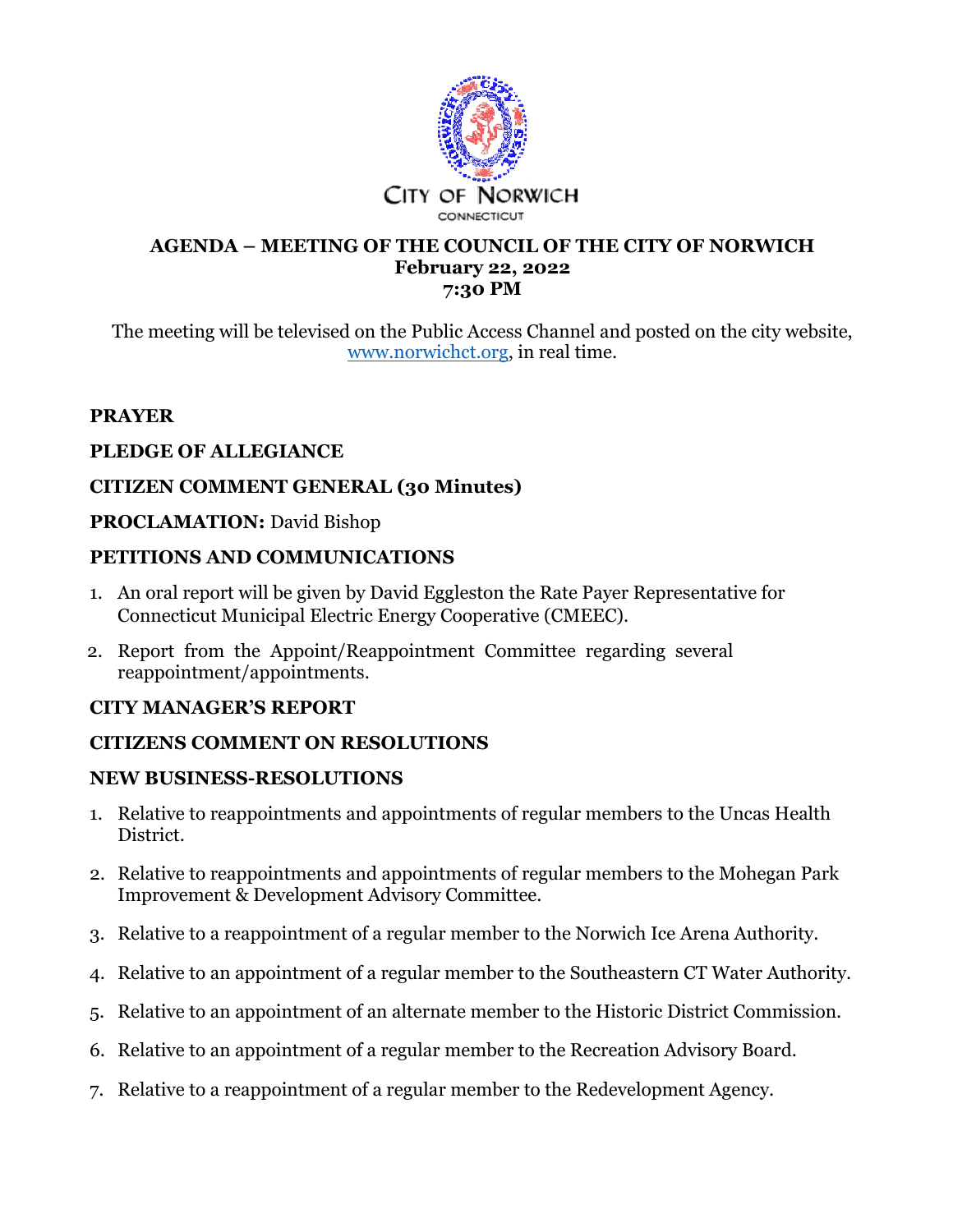CITY OF NORWICH

CONNECTICUT

# AGENDA – MEETING OF THE COUNCIL OF THE CITY OF NORWICH
## February 22, 2022
## 7:30 PM

The meeting will be televised on the Public Access Channel and posted on the city website, www.norwichct.org, in real time.

**PRAYER**

**PLEDGE OF ALLEGIANCE**

**CITIZEN COMMENT GENERAL (30 Minutes)**

**PROCLAMATION:** David Bishop

**PETITIONS AND COMMUNICATIONS**

1. An oral report will be given by David Eggleston the Rate Payer Representative for Connecticut Municipal Electric Energy Cooperative (CMEEC).
2. Report from the Appoint/Reappointment Committee regarding several reappointment/appointments.

**CITY MANAGER'S REPORT**

**CITIZENS COMMENT ON RESOLUTIONS**

**NEW BUSINESS-RESOLUTIONS**

1. Relative to reappointments and appointments of regular members to the Uncas Health District.
2. Relative to reappointments and appointments of regular members to the Mohegan Park Improvement & Development Advisory Committee.
3. Relative to a reappointment of a regular member to the Norwich Ice Arena Authority.
4. Relative to an appointment of a regular member to the Southeastern CT Water Authority.
5. Relative to an appointment of an alternate member to the Historic District Commission.
6. Relative to an appointment of a regular member to the Recreation Advisory Board.
7. Relative to a reappointment of a regular member to the Redevelopment Agency.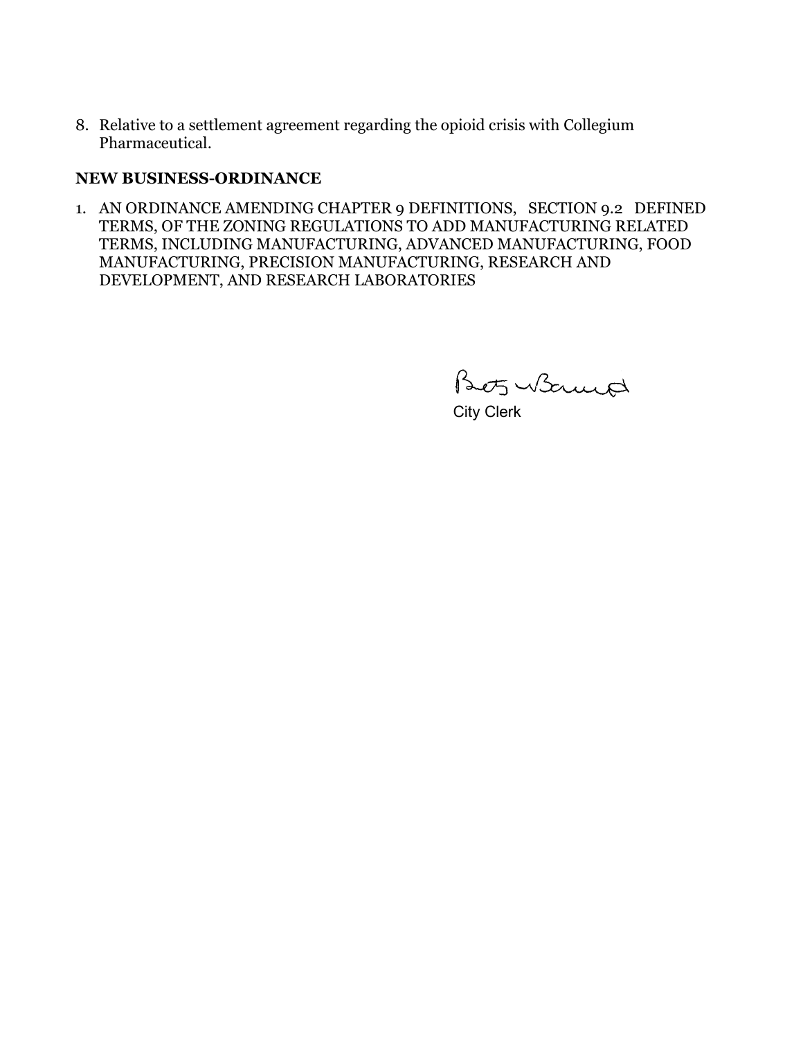8. Relative to a settlement agreement regarding the opioid crisis with Collegium Pharmaceutical.

**NEW BUSINESS-ORDINANCE**

1. AN ORDINANCE AMENDING CHAPTER 9 DEFINITIONS, SECTION 9.2 DEFINED TERMS, OF THE ZONING REGULATIONS TO ADD MANUFACTURING RELATED TERMS, INCLUDING MANUFACTURING, ADVANCED MANUFACTURING, FOOD MANUFACTURING, PRECISION MANUFACTURING, RESEARCH AND DEVELOPMENT, AND RESEARCH LABORATORIES

Betz Barrett

City Clerk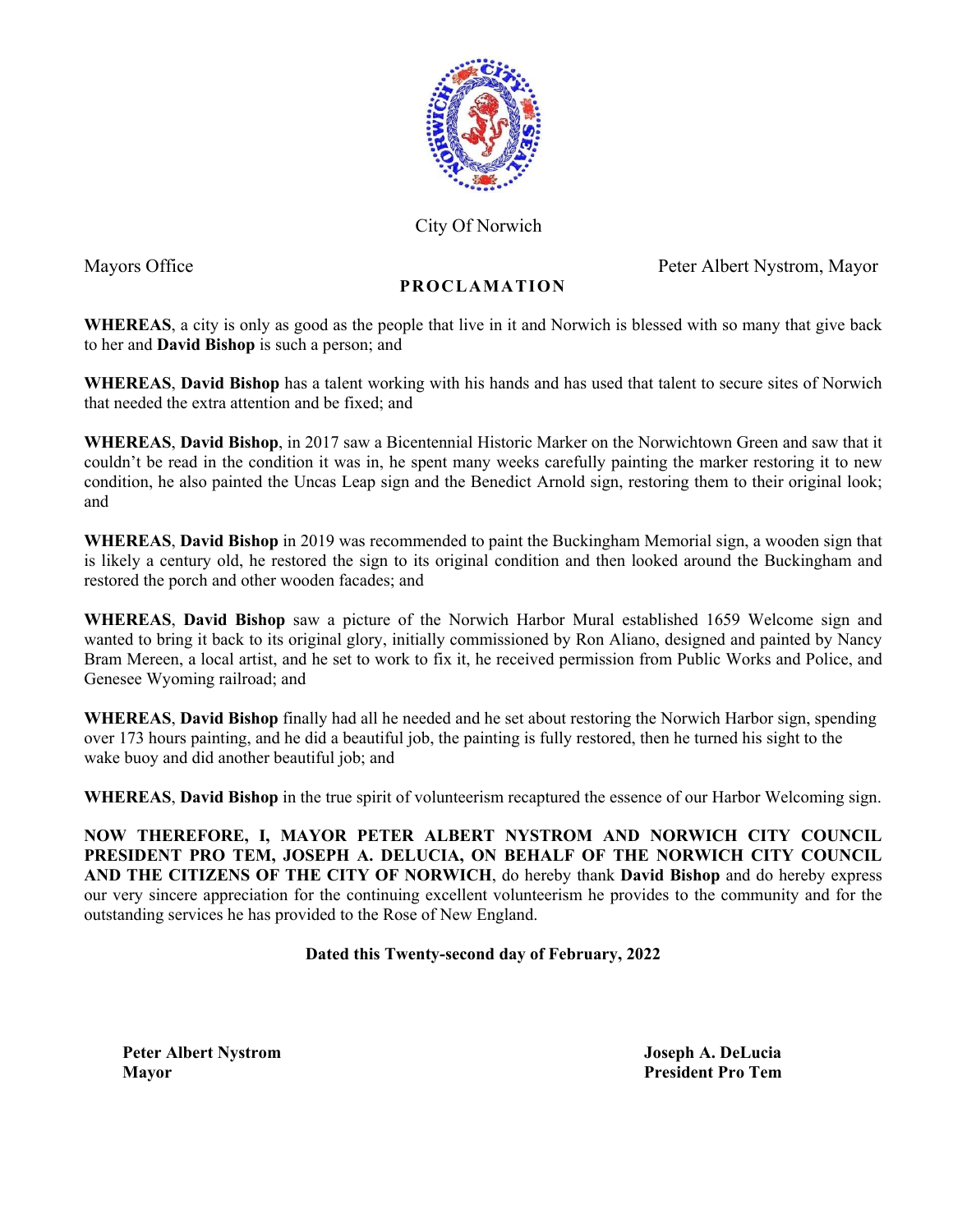City Of Norwich

Mayors Office

Peter Albert Nystrom, Mayor

## PROCLAMATION

**WHEREAS**, a city is only as good as the people that live in it and Norwich is blessed with so many that give back to her and **David Bishop** is such a person; and

**WHEREAS**, **David Bishop** has a talent working with his hands and has used that talent to secure sites of Norwich that needed the extra attention and be fixed; and

**WHEREAS**, **David Bishop**, in 2017 saw a Bicentennial Historic Marker on the Norwichtown Green and saw that it couldn't be read in the condition it was in, he spent many weeks carefully painting the marker restoring it to new condition, he also painted the Uncas Leap sign and the Benedict Arnold sign, restoring them to their original look; and

**WHEREAS**, **David Bishop** in 2019 was recommended to paint the Buckingham Memorial sign, a wooden sign that is likely a century old, he restored the sign to its original condition and then looked around the Buckingham and restored the porch and other wooden facades; and

**WHEREAS**, **David Bishop** saw a picture of the Norwich Harbor Mural established 1659 Welcome sign and wanted to bring it back to its original glory, initially commissioned by Ron Aliano, designed and painted by Nancy Bram Mereen, a local artist, and he set to work to fix it, he received permission from Public Works and Police, and Genesee Wyoming railroad; and

**WHEREAS**, **David Bishop** finally had all he needed and he set about restoring the Norwich Harbor sign, spending over 173 hours painting, and he did a beautiful job, the painting is fully restored, then he turned his sight to the wake buoy and did another beautiful job; and

**WHEREAS**, **David Bishop** in the true spirit of volunteerism recaptured the essence of our Harbor Welcoming sign.

**NOW THEREFORE, I, MAYOR PETER ALBERT NYSTROM AND NORWICH CITY COUNCIL PRESIDENT PRO TEM, JOSEPH A. DELUCIA, ON BEHALF OF THE NORWICH CITY COUNCIL AND THE CITIZENS OF THE CITY OF NORWICH**, do hereby thank **David Bishop** and do hereby express our very sincere appreciation for the continuing excellent volunteerism he provides to the community and for the outstanding services he has provided to the Rose of New England.

**Dated this Twenty-second day of February, 2022**

**Peter Albert Nystrom**
**Mayor**

**Joseph A. DeLucia**
**President Pro Tem**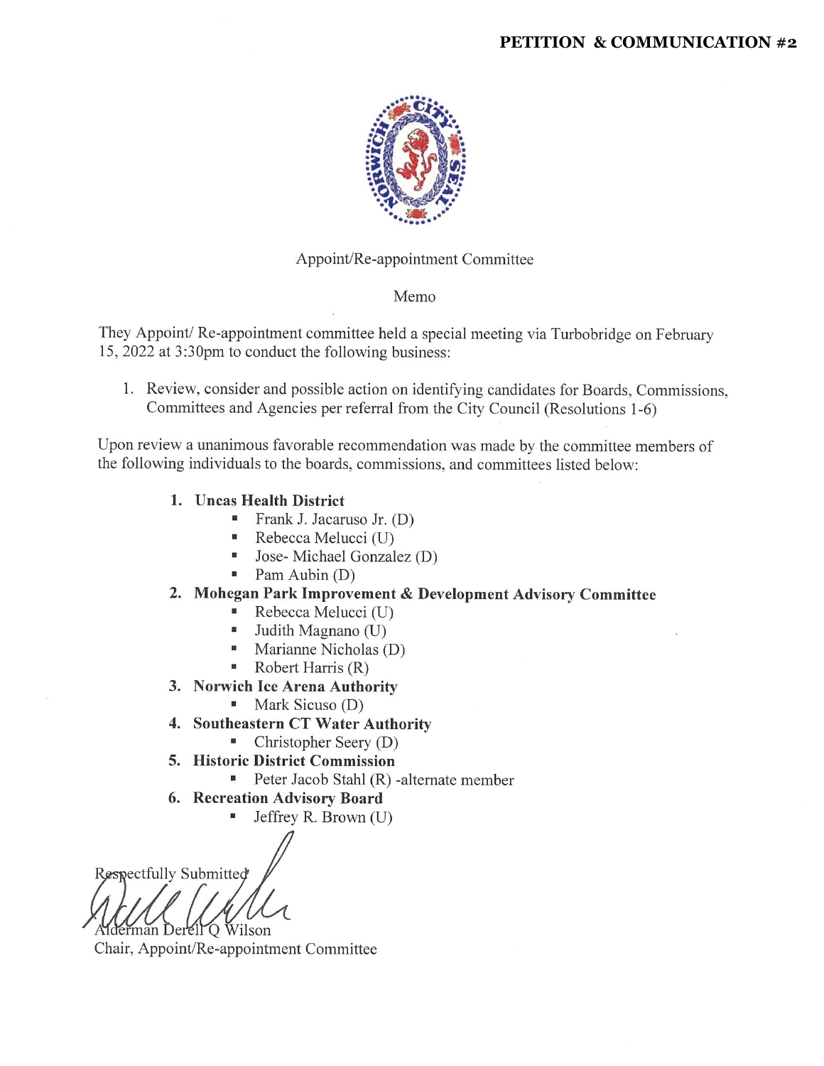**PETITION & COMMUNICATION #2**

Appoint/Re-appointment Committee

Memo

They Appoint/ Re-appointment committee held a special meeting via Turbobridge on February 15, 2022 at 3:30pm to conduct the following business:

1. Review, consider and possible action on identifying candidates for Boards, Commissions, Committees and Agencies per referral from the City Council (Resolutions 1-6)

Upon review a unanimous favorable recommendation was made by the committee members of the following individuals to the boards, commissions, and committees listed below:

1. **Uncas Health District**
   - Frank J. Jacaruso Jr. (D)
   - Rebecca Melucci (U)
   - Jose- Michael Gonzalez (D)
   - Pam Aubin (D)
2. **Mohegan Park Improvement & Development Advisory Committee**
   - Rebecca Melucci (U)
   - Judith Magnano (U)
   - Marianne Nicholas (D)
   - Robert Harris (R)
3. **Norwich Ice Arena Authority**
   - Mark Sicuso (D)
4. **Southeastern CT Water Authority**
   - Christopher Seery (D)
5. **Historic District Commission**
   - Peter Jacob Stahl (R) -alternate member
6. **Recreation Advisory Board**
   - Jeffrey R. Brown (U)

Respectfully Submitted

Alderman Derell Q Wilson
Chair, Appoint/Re-appointment Committee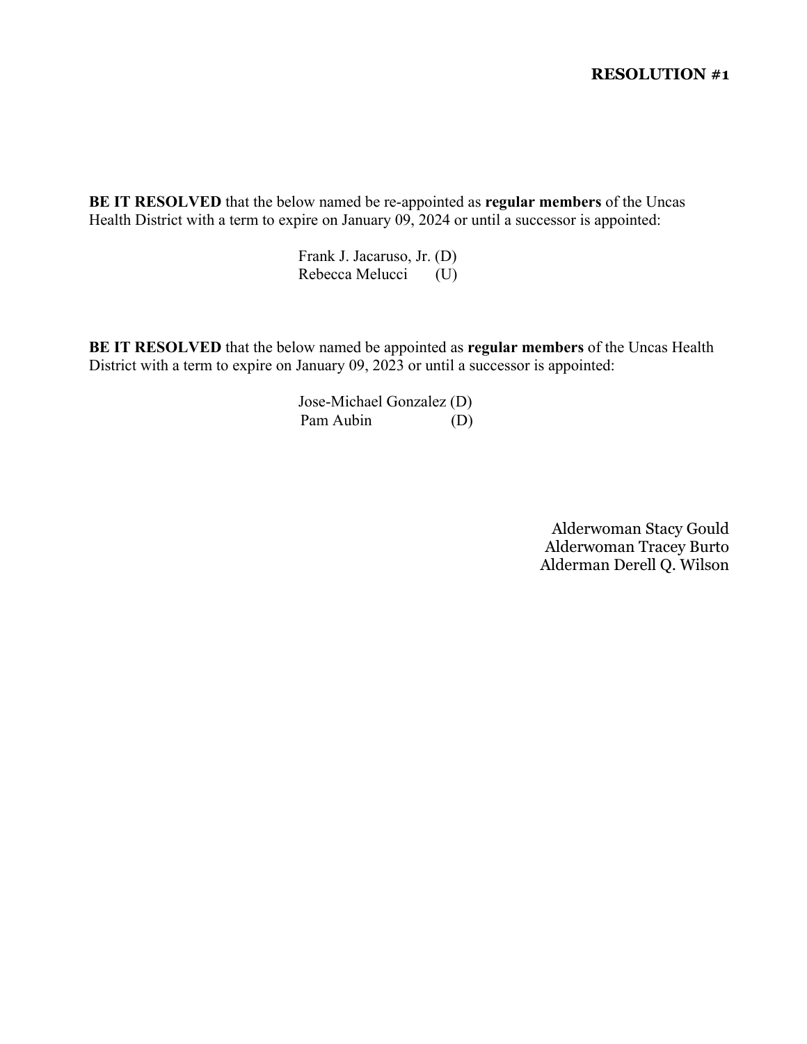**RESOLUTION #1**

**BE IT RESOLVED** that the below named be re-appointed as **regular members** of the Uncas Health District with a term to expire on January 09, 2024 or until a successor is appointed:

Frank J. Jacaruso, Jr. (D)
Rebecca Melucci (U)

**BE IT RESOLVED** that the below named be appointed as **regular members** of the Uncas Health District with a term to expire on January 09, 2023 or until a successor is appointed:

Jose-Michael Gonzalez (D)
Pam Aubin (D)

Alderwoman Stacy Gould
Alderwoman Tracey Burto
Alderman Derell Q. Wilson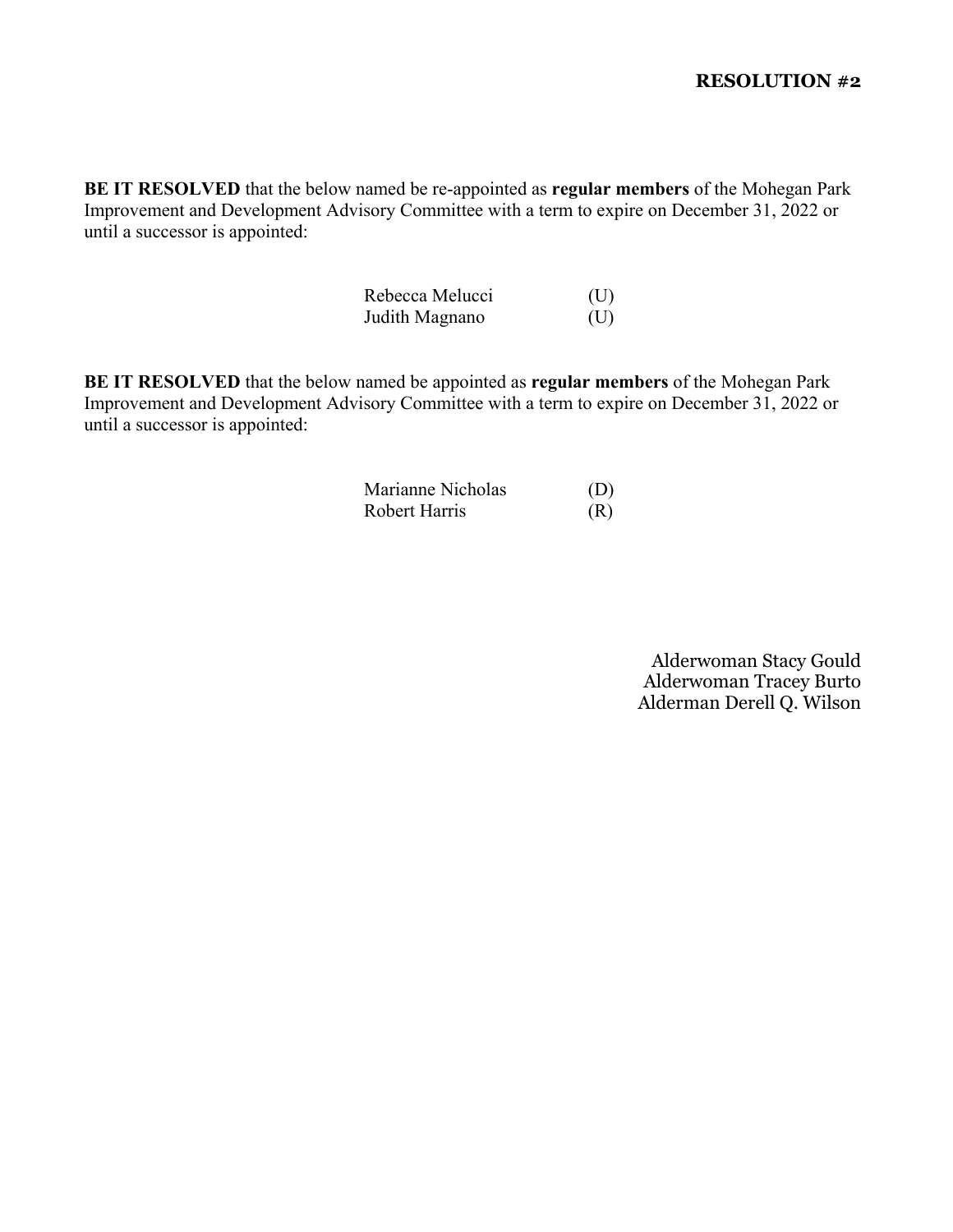**RESOLUTION #2**

**BE IT RESOLVED** that the below named be re-appointed as **regular members** of the Mohegan Park Improvement and Development Advisory Committee with a term to expire on December 31, 2022 or until a successor is appointed:

Rebecca Melucci (U)
Judith Magnano (U)

**BE IT RESOLVED** that the below named be appointed as **regular members** of the Mohegan Park Improvement and Development Advisory Committee with a term to expire on December 31, 2022 or until a successor is appointed:

Marianne Nicholas (D)
Robert Harris (R)

Alderwoman Stacy Gould
Alderwoman Tracey Burto
Alderman Derell Q. Wilson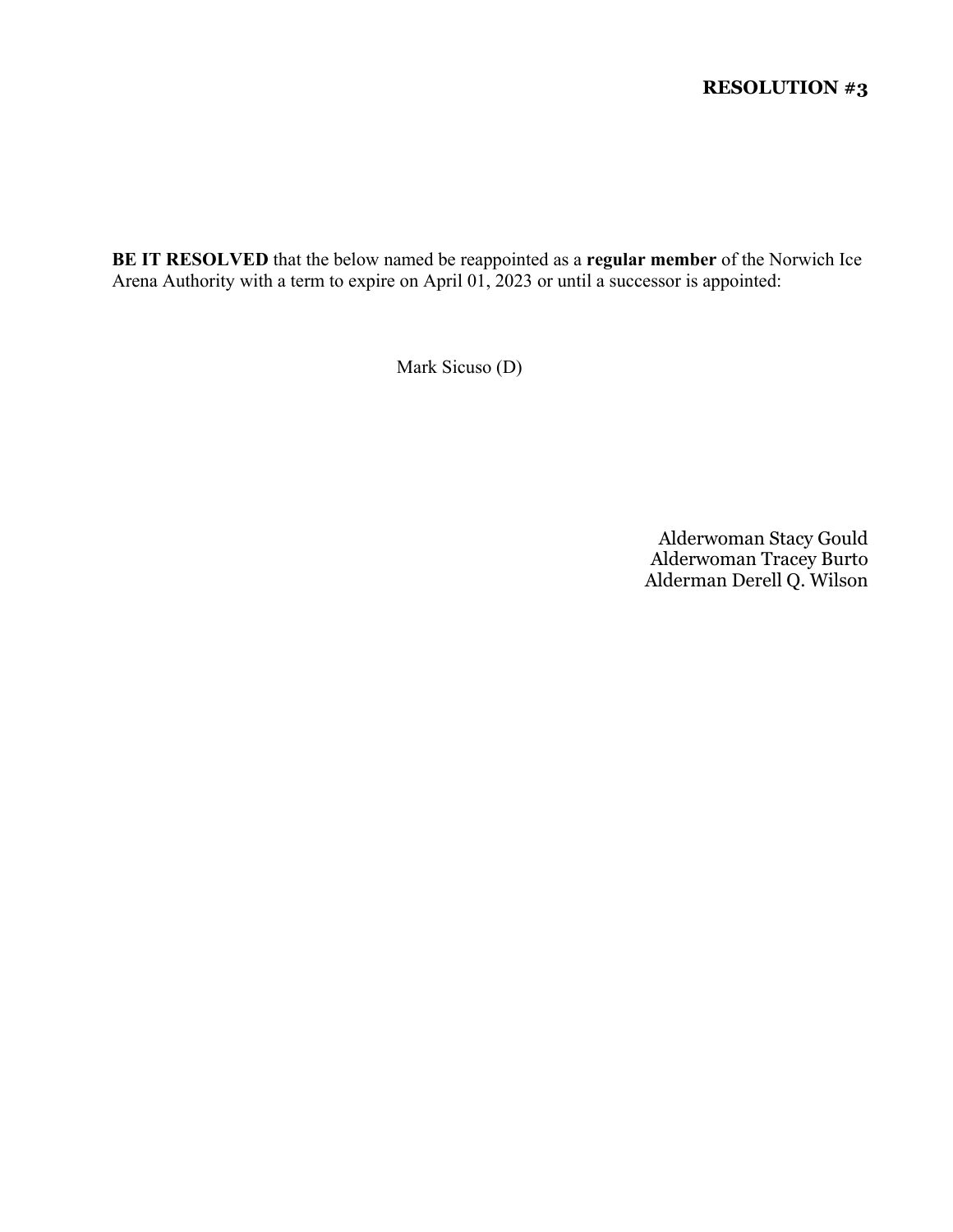**RESOLUTION #3**

**BE IT RESOLVED** that the below named be reappointed as a **regular member** of the Norwich Ice Arena Authority with a term to expire on April 01, 2023 or until a successor is appointed:

Mark Sicuso (D)

Alderwoman Stacy Gould
Alderwoman Tracey Burto
Alderman Derell Q. Wilson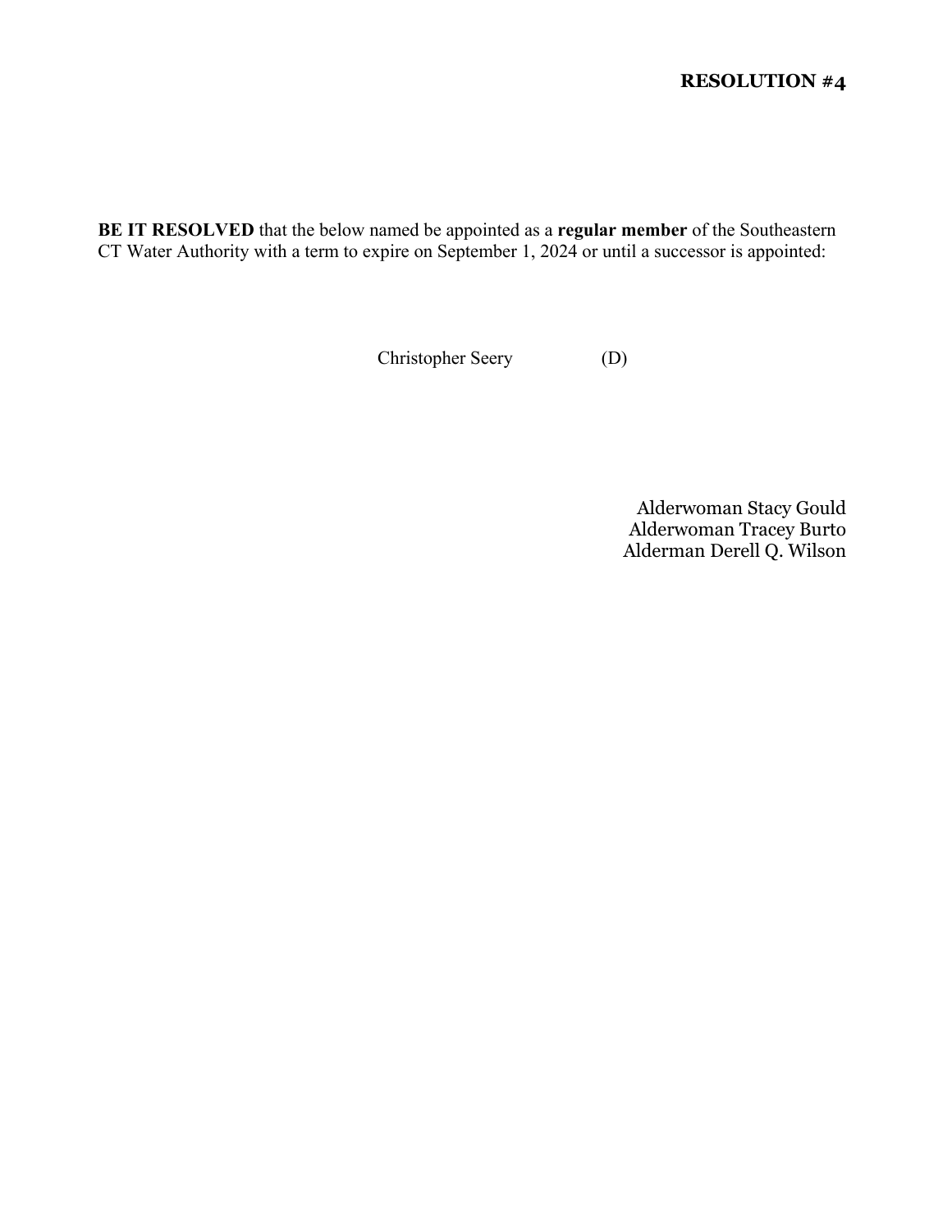**RESOLUTION #4**

**BE IT RESOLVED** that the below named be appointed as a **regular member** of the Southeastern CT Water Authority with a term to expire on September 1, 2024 or until a successor is appointed:

Christopher Seery (D)

Alderwoman Stacy Gould
Alderwoman Tracey Burto
Alderman Derell Q. Wilson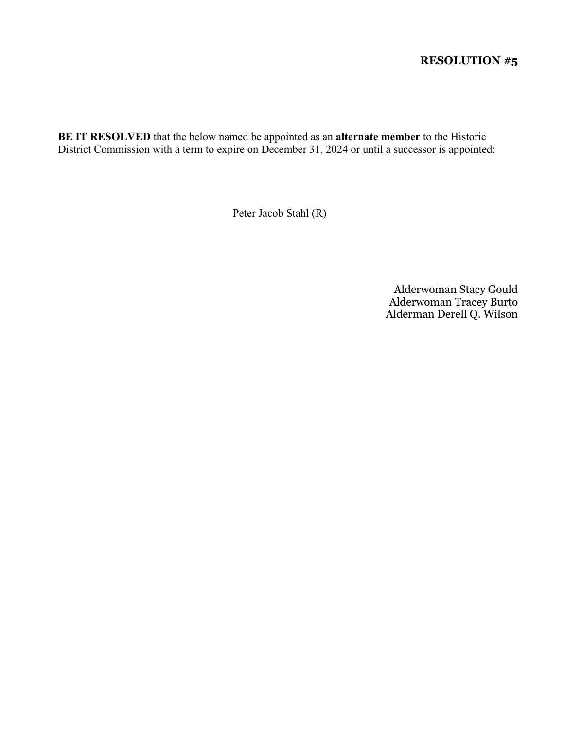**RESOLUTION #5**

**BE IT RESOLVED** that the below named be appointed as an **alternate member** to the Historic District Commission with a term to expire on December 31, 2024 or until a successor is appointed:

Peter Jacob Stahl (R)

Alderwoman Stacy Gould
Alderwoman Tracey Burto
Alderman Derell Q. Wilson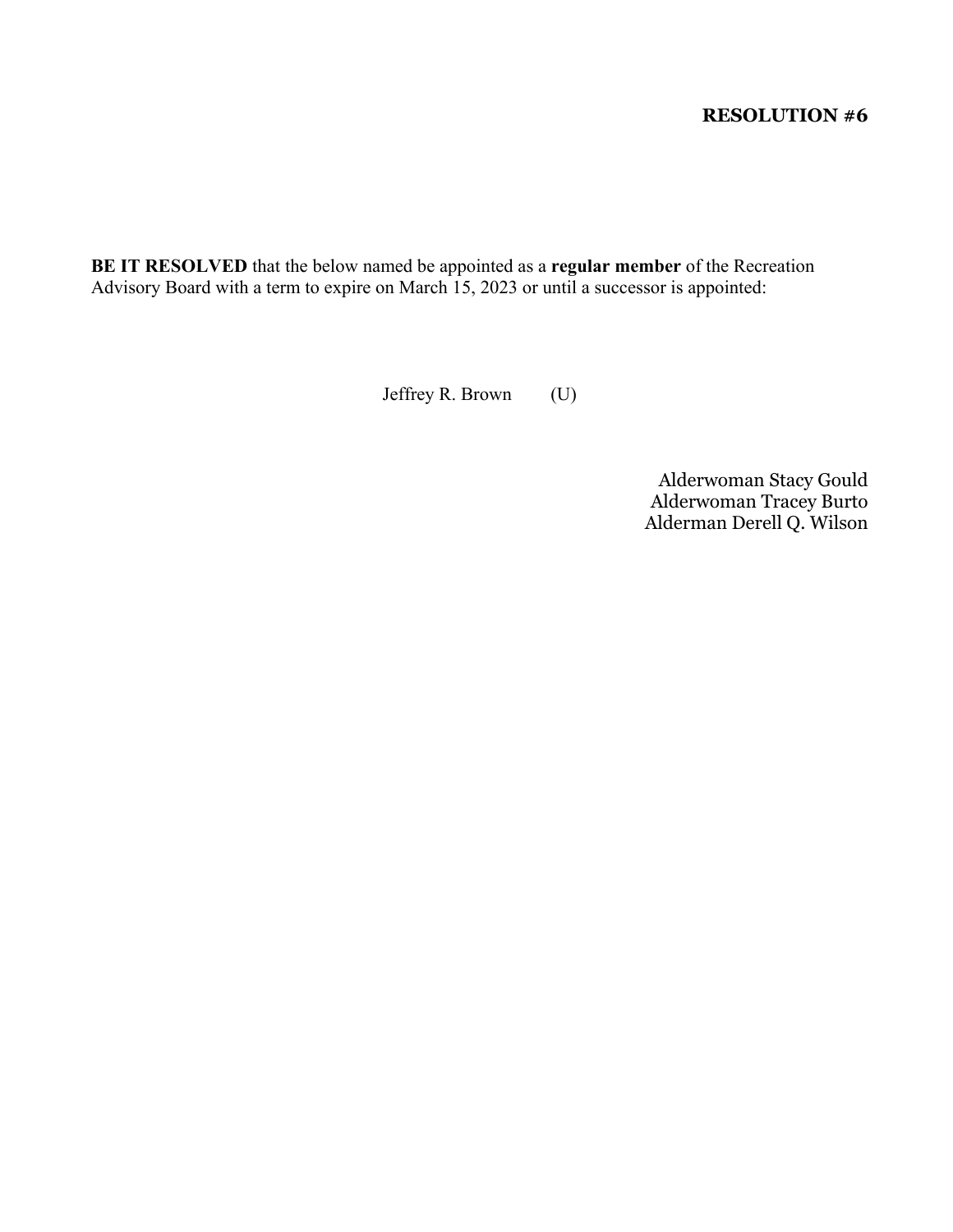**RESOLUTION #6**

**BE IT RESOLVED** that the below named be appointed as a **regular member** of the Recreation Advisory Board with a term to expire on March 15, 2023 or until a successor is appointed:

Jeffrey R. Brown (U)

Alderwoman Stacy Gould
Alderwoman Tracey Burto
Alderman Derell Q. Wilson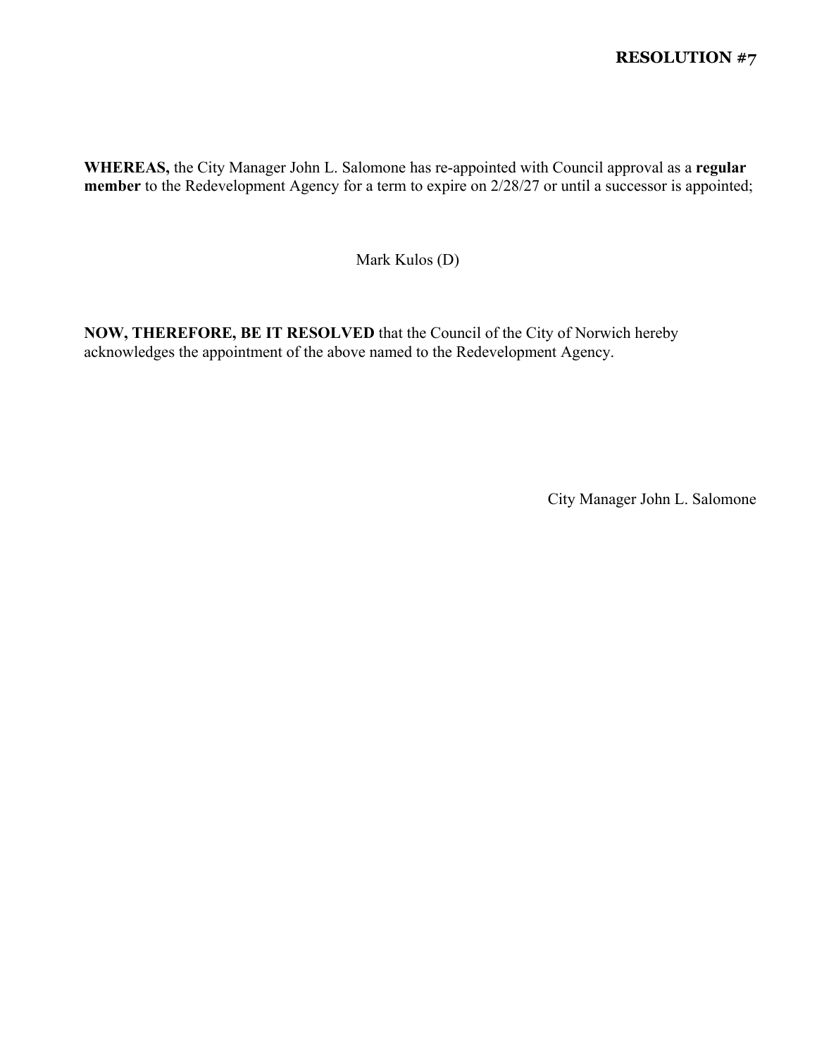**RESOLUTION #7**

**WHEREAS,** the City Manager John L. Salomone has re-appointed with Council approval as a **regular member** to the Redevelopment Agency for a term to expire on 2/28/27 or until a successor is appointed;

Mark Kulos (D)

**NOW, THEREFORE, BE IT RESOLVED** that the Council of the City of Norwich hereby acknowledges the appointment of the above named to the Redevelopment Agency.

City Manager John L. Salomone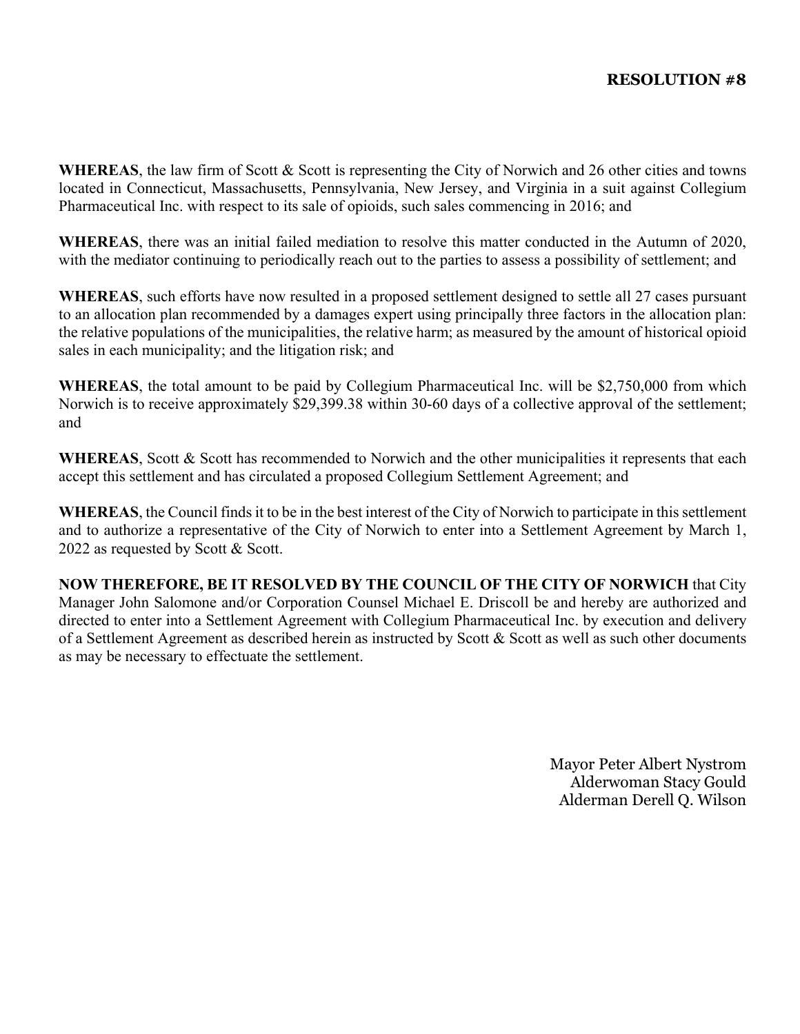**RESOLUTION #8**

**WHEREAS**, the law firm of Scott & Scott is representing the City of Norwich and 26 other cities and towns located in Connecticut, Massachusetts, Pennsylvania, New Jersey, and Virginia in a suit against Collegium Pharmaceutical Inc. with respect to its sale of opioids, such sales commencing in 2016; and

**WHEREAS**, there was an initial failed mediation to resolve this matter conducted in the Autumn of 2020, with the mediator continuing to periodically reach out to the parties to assess a possibility of settlement; and

**WHEREAS**, such efforts have now resulted in a proposed settlement designed to settle all 27 cases pursuant to an allocation plan recommended by a damages expert using principally three factors in the allocation plan: the relative populations of the municipalities, the relative harm; as measured by the amount of historical opioid sales in each municipality; and the litigation risk; and

**WHEREAS**, the total amount to be paid by Collegium Pharmaceutical Inc. will be $2,750,000 from which Norwich is to receive approximately $29,399.38 within 30-60 days of a collective approval of the settlement; and

**WHEREAS**, Scott & Scott has recommended to Norwich and the other municipalities it represents that each accept this settlement and has circulated a proposed Collegium Settlement Agreement; and

**WHEREAS**, the Council finds it to be in the best interest of the City of Norwich to participate in this settlement and to authorize a representative of the City of Norwich to enter into a Settlement Agreement by March 1, 2022 as requested by Scott & Scott.

**NOW THEREFORE, BE IT RESOLVED BY THE COUNCIL OF THE CITY OF NORWICH** that City Manager John Salomone and/or Corporation Counsel Michael E. Driscoll be and hereby are authorized and directed to enter into a Settlement Agreement with Collegium Pharmaceutical Inc. by execution and delivery of a Settlement Agreement as described herein as instructed by Scott & Scott as well as such other documents as may be necessary to effectuate the settlement.

Mayor Peter Albert Nystrom
Alderwoman Stacy Gould
Alderman Derell Q. Wilson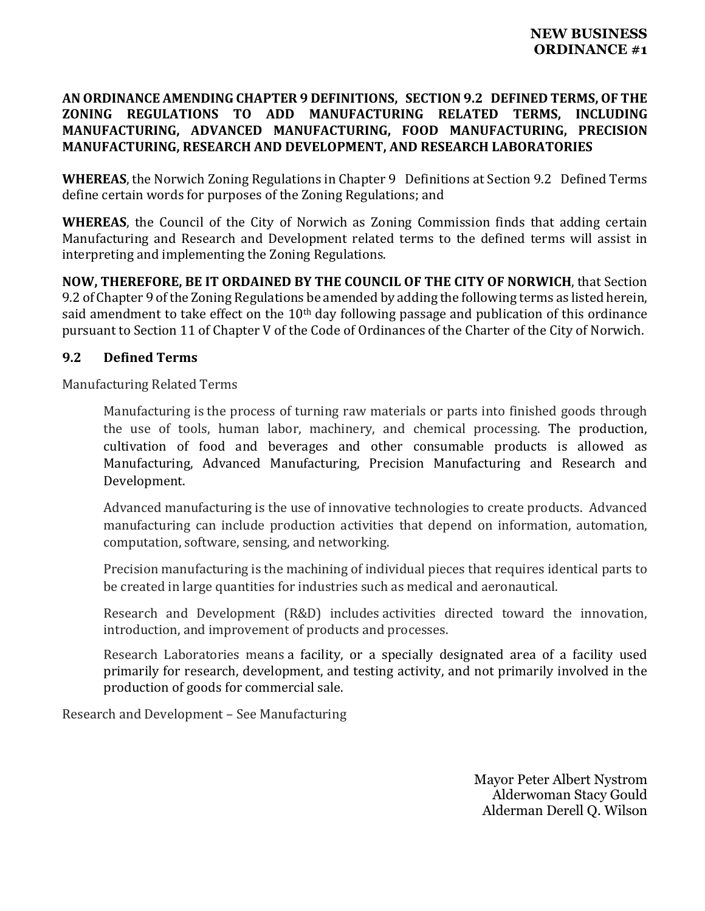**NEW BUSINESS**
**ORDINANCE #1**

**AN ORDINANCE AMENDING CHAPTER 9 DEFINITIONS, SECTION 9.2 DEFINED TERMS, OF THE ZONING REGULATIONS TO ADD MANUFACTURING RELATED TERMS, INCLUDING MANUFACTURING, ADVANCED MANUFACTURING, FOOD MANUFACTURING, PRECISION MANUFACTURING, RESEARCH AND DEVELOPMENT, AND RESEARCH LABORATORIES**

**WHEREAS**, the Norwich Zoning Regulations in Chapter 9 Definitions at Section 9.2 Defined Terms define certain words for purposes of the Zoning Regulations; and

**WHEREAS**, the Council of the City of Norwich as Zoning Commission finds that adding certain Manufacturing and Research and Development related terms to the defined terms will assist in interpreting and implementing the Zoning Regulations.

**NOW, THEREFORE, BE IT ORDAINED BY THE COUNCIL OF THE CITY OF NORWICH**, that Section 9.2 of Chapter 9 of the Zoning Regulations be amended by adding the following terms as listed herein, said amendment to take effect on the 10th day following passage and publication of this ordinance pursuant to Section 11 of Chapter V of the Code of Ordinances of the Charter of the City of Norwich.

## 9.2 Defined Terms

Manufacturing Related Terms

> Manufacturing is the process of turning raw materials or parts into finished goods through the use of tools, human labor, machinery, and chemical processing. The production, cultivation of food and beverages and other consumable products is allowed as Manufacturing, Advanced Manufacturing, Precision Manufacturing and Research and Development.
>
> Advanced manufacturing is the use of innovative technologies to create products. Advanced manufacturing can include production activities that depend on information, automation, computation, software, sensing, and networking.
>
> Precision manufacturing is the machining of individual pieces that requires identical parts to be created in large quantities for industries such as medical and aeronautical.
>
> Research and Development (R&D) includes activities directed toward the innovation, introduction, and improvement of products and processes.
>
> Research Laboratories means a facility, or a specially designated area of a facility used primarily for research, development, and testing activity, and not primarily involved in the production of goods for commercial sale.

Research and Development – See Manufacturing

Mayor Peter Albert Nystrom
Alderwoman Stacy Gould
Alderman Derell Q. Wilson